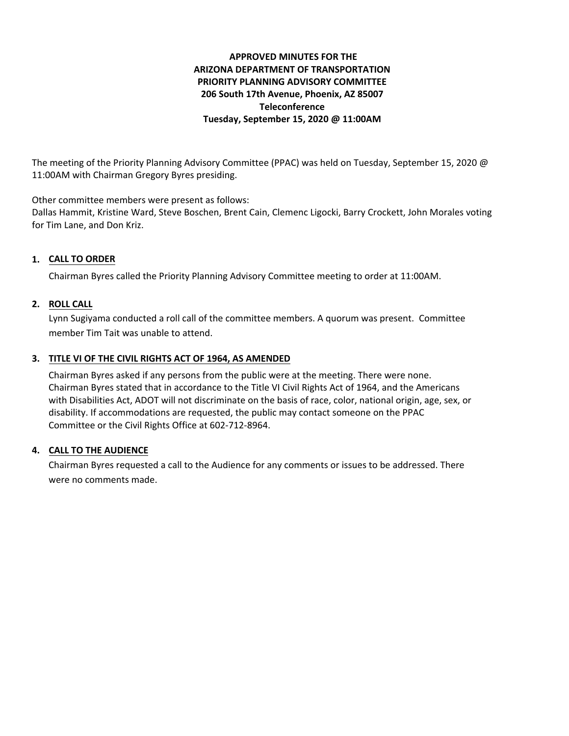**APPROVED MINUTES FOR THE ARIZONA DEPARTMENT OF TRANSPORTATION PRIORITY PLANNING ADVISORY COMMITTEE**
**206 South 17th Avenue, Phoenix, AZ 85007**
**Teleconference**
**Tuesday, September 15, 2020 @ 11:00AM**

The meeting of the Priority Planning Advisory Committee (PPAC) was held on Tuesday, September 15, 2020 @ 11:00AM with Chairman Gregory Byres presiding.

Other committee members were present as follows:
Dallas Hammit, Kristine Ward, Steve Boschen, Brent Cain, Clemenc Ligocki, Barry Crockett, John Morales voting for Tim Lane, and Don Kriz.

1. **CALL TO ORDER**

   Chairman Byres called the Priority Planning Advisory Committee meeting to order at 11:00AM.

2. **ROLL CALL**

   Lynn Sugiyama conducted a roll call of the committee members. A quorum was present. Committee member Tim Tait was unable to attend.

3. **TITLE VI OF THE CIVIL RIGHTS ACT OF 1964, AS AMENDED**

   Chairman Byres asked if any persons from the public were at the meeting. There were none. Chairman Byres stated that in accordance to the Title VI Civil Rights Act of 1964, and the Americans with Disabilities Act, ADOT will not discriminate on the basis of race, color, national origin, age, sex, or disability. If accommodations are requested, the public may contact someone on the PPAC Committee or the Civil Rights Office at 602-712-8964.

4. **CALL TO THE AUDIENCE**

   Chairman Byres requested a call to the Audience for any comments or issues to be addressed. There were no comments made.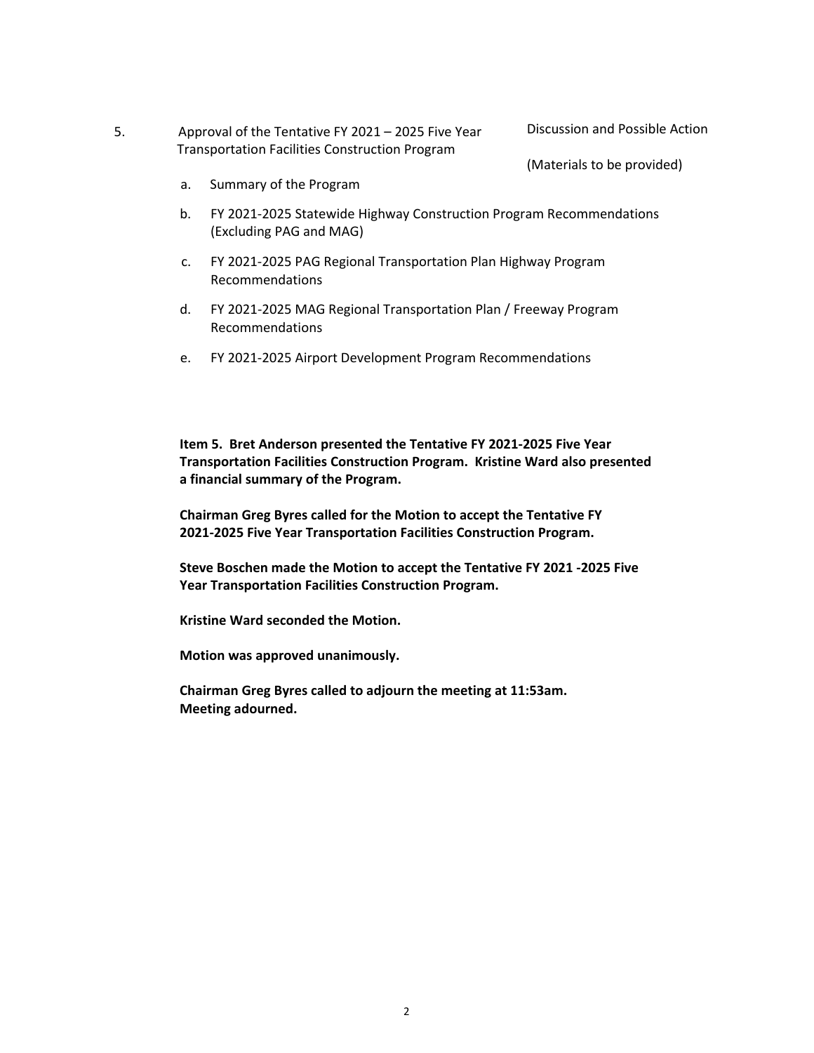5. Approval of the Tentative FY 2021 – 2025 Five Year Transportation Facilities Construction Program — Discussion and Possible Action

(Materials to be provided)

a. Summary of the Program

b. FY 2021-2025 Statewide Highway Construction Program Recommendations (Excluding PAG and MAG)

c. FY 2021-2025 PAG Regional Transportation Plan Highway Program Recommendations

d. FY 2021-2025 MAG Regional Transportation Plan / Freeway Program Recommendations

e. FY 2021-2025 Airport Development Program Recommendations

**Item 5. Bret Anderson presented the Tentative FY 2021-2025 Five Year Transportation Facilities Construction Program. Kristine Ward also presented a financial summary of the Program.**

**Chairman Greg Byres called for the Motion to accept the Tentative FY 2021-2025 Five Year Transportation Facilities Construction Program.**

**Steve Boschen made the Motion to accept the Tentative FY 2021 -2025 Five Year Transportation Facilities Construction Program.**

**Kristine Ward seconded the Motion.**

**Motion was approved unanimously.**

**Chairman Greg Byres called to adjourn the meeting at 11:53am. Meeting adourned.**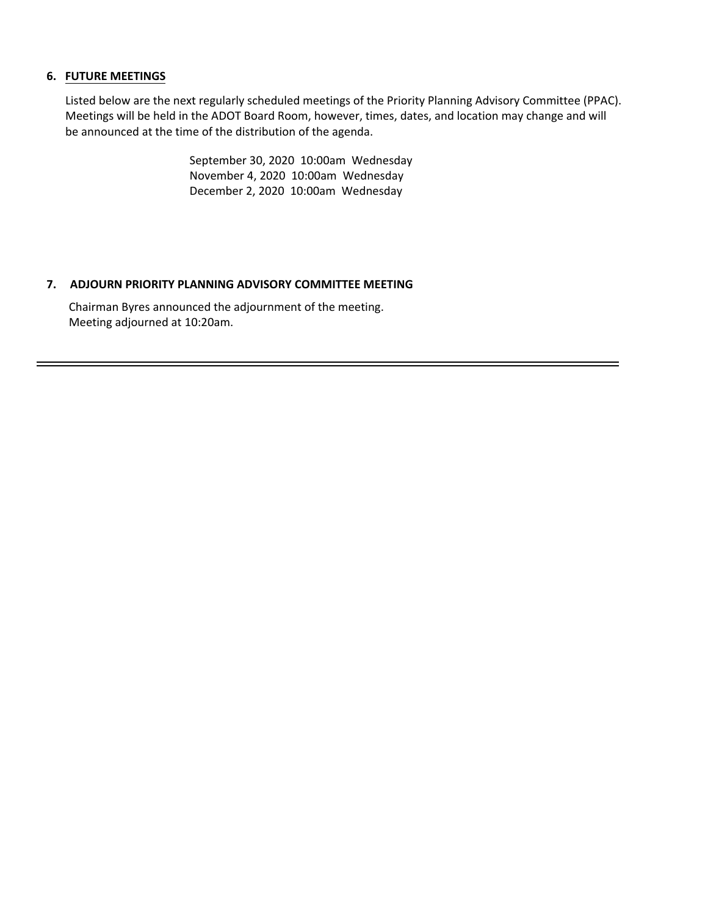**6. <u>FUTURE MEETINGS</u>**

Listed below are the next regularly scheduled meetings of the Priority Planning Advisory Committee (PPAC). Meetings will be held in the ADOT Board Room, however, times, dates, and location may change and will be announced at the time of the distribution of the agenda.

September 30, 2020 10:00am Wednesday
November 4, 2020 10:00am Wednesday
December 2, 2020 10:00am Wednesday

**7. ADJOURN PRIORITY PLANNING ADVISORY COMMITTEE MEETING**

Chairman Byres announced the adjournment of the meeting.
Meeting adjourned at 10:20am.